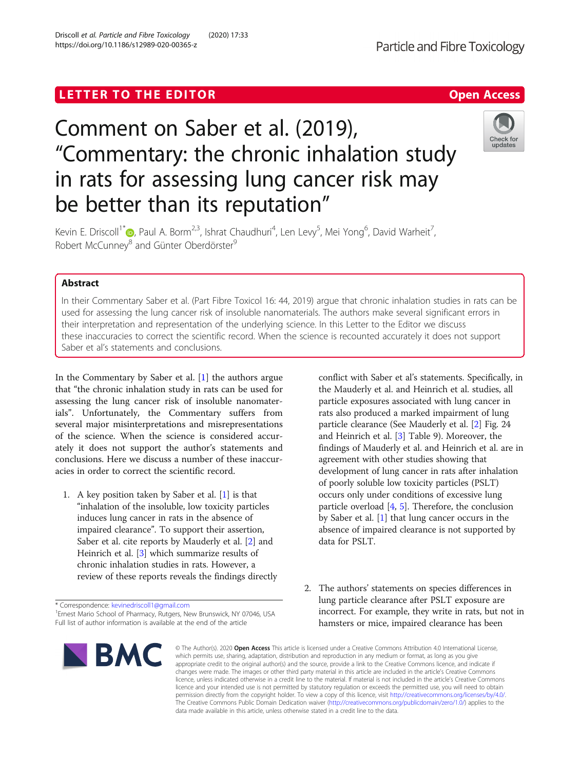LETTER TO THE EDITOR

Open Access

# Comment on Saber et al. (2019), "Commentary: the chronic inhalation study in rats for assessing lung cancer risk may be better than its reputation"

Kevin E. Driscoll[1*], Paul A. Borm[2,3], Ishrat Chaudhuri[4], Len Levy[5], Mei Yong[6], David Warheit[7], Robert McCunney[8] and Günter Oberdörster[9]

## Abstract

In their Commentary Saber et al. (Part Fibre Toxicol 16: 44, 2019) argue that chronic inhalation studies in rats can be used for assessing the lung cancer risk of insoluble nanomaterials. The authors make several significant errors in their interpretation and representation of the underlying science. In this Letter to the Editor we discuss these inaccuracies to correct the scientific record. When the science is recounted accurately it does not support Saber et al's statements and conclusions.

In the Commentary by Saber et al. [1] the authors argue that "the chronic inhalation study in rats can be used for assessing the lung cancer risk of insoluble nanomaterials". Unfortunately, the Commentary suffers from several major misinterpretations and misrepresentations of the science. When the science is considered accurately it does not support the author's statements and conclusions. Here we discuss a number of these inaccuracies in order to correct the scientific record.

1. A key position taken by Saber et al. [1] is that "inhalation of the insoluble, low toxicity particles induces lung cancer in rats in the absence of impaired clearance". To support their assertion, Saber et al. cite reports by Mauderly et al. [2] and Heinrich et al. [3] which summarize results of chronic inhalation studies in rats. However, a review of these reports reveals the findings directly conflict with Saber et al's statements. Specifically, in the Mauderly et al. and Heinrich et al. studies, all particle exposures associated with lung cancer in rats also produced a marked impairment of lung particle clearance (See Mauderly et al. [2] Fig. 24 and Heinrich et al. [3] Table 9). Moreover, the findings of Mauderly et al. and Heinrich et al. are in agreement with other studies showing that development of lung cancer in rats after inhalation of poorly soluble low toxicity particles (PSLT) occurs only under conditions of excessive lung particle overload [4, 5]. Therefore, the conclusion by Saber et al. [1] that lung cancer occurs in the absence of impaired clearance is not supported by data for PSLT.

2. The authors' statements on species differences in lung particle clearance after PSLT exposure are incorrect. For example, they write in rats, but not in hamsters or mice, impaired clearance has been

\* Correspondence: kevinedriscoll1@gmail.com
[1]Ernest Mario School of Pharmacy, Rutgers, New Brunswick, NY 07046, USA
Full list of author information is available at the end of the article

© The Author(s). 2020 **Open Access** This article is licensed under a Creative Commons Attribution 4.0 International License, which permits use, sharing, adaptation, distribution and reproduction in any medium or format, as long as you give appropriate credit to the original author(s) and the source, provide a link to the Creative Commons licence, and indicate if changes were made. The images or other third party material in this article are included in the article's Creative Commons licence, unless indicated otherwise in a credit line to the material. If material is not included in the article's Creative Commons licence and your intended use is not permitted by statutory regulation or exceeds the permitted use, you will need to obtain permission directly from the copyright holder. To view a copy of this licence, visit http://creativecommons.org/licenses/by/4.0/. The Creative Commons Public Domain Dedication waiver (http://creativecommons.org/publicdomain/zero/1.0/) applies to the data made available in this article, unless otherwise stated in a credit line to the data.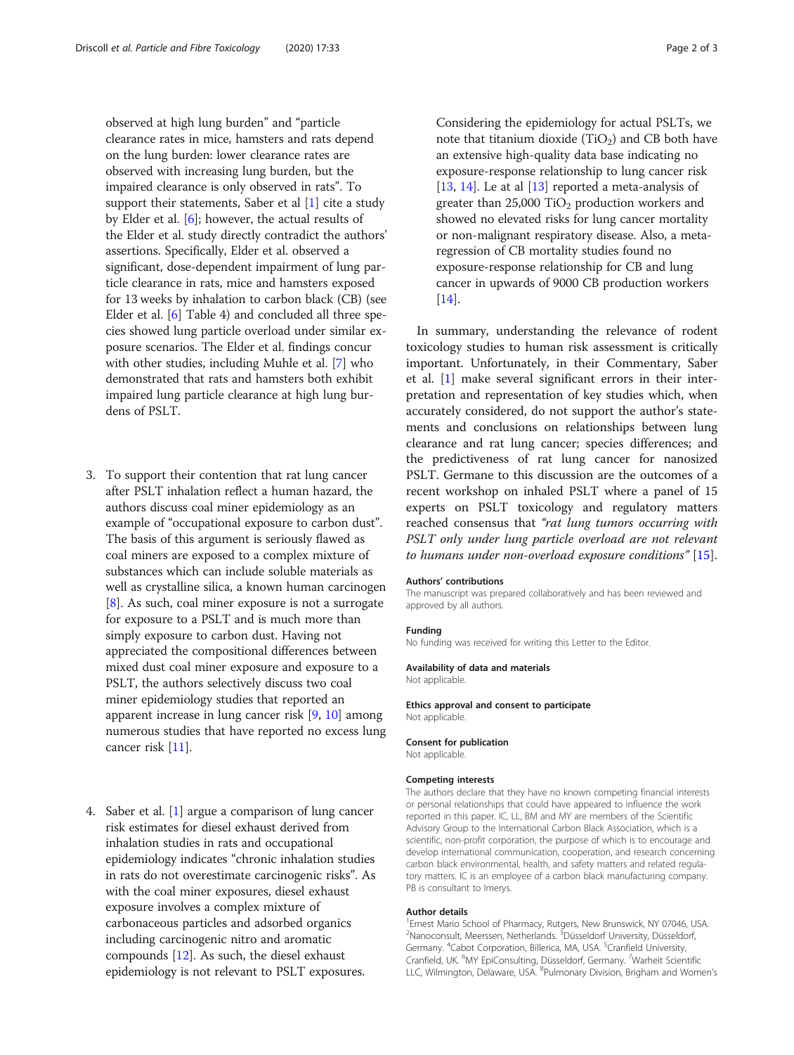observed at high lung burden" and "particle clearance rates in mice, hamsters and rats depend on the lung burden: lower clearance rates are observed with increasing lung burden, but the impaired clearance is only observed in rats". To support their statements, Saber et al [1] cite a study by Elder et al. [6]; however, the actual results of the Elder et al. study directly contradict the authors' assertions. Specifically, Elder et al. observed a significant, dose-dependent impairment of lung particle clearance in rats, mice and hamsters exposed for 13 weeks by inhalation to carbon black (CB) (see Elder et al. [6] Table 4) and concluded all three species showed lung particle overload under similar exposure scenarios. The Elder et al. findings concur with other studies, including Muhle et al. [7] who demonstrated that rats and hamsters both exhibit impaired lung particle clearance at high lung burdens of PSLT.

3. To support their contention that rat lung cancer after PSLT inhalation reflect a human hazard, the authors discuss coal miner epidemiology as an example of "occupational exposure to carbon dust". The basis of this argument is seriously flawed as coal miners are exposed to a complex mixture of substances which can include soluble materials as well as crystalline silica, a known human carcinogen [8]. As such, coal miner exposure is not a surrogate for exposure to a PSLT and is much more than simply exposure to carbon dust. Having not appreciated the compositional differences between mixed dust coal miner exposure and exposure to a PSLT, the authors selectively discuss two coal miner epidemiology studies that reported an apparent increase in lung cancer risk [9, 10] among numerous studies that have reported no excess lung cancer risk [11].

4. Saber et al. [1] argue a comparison of lung cancer risk estimates for diesel exhaust derived from inhalation studies in rats and occupational epidemiology indicates "chronic inhalation studies in rats do not overestimate carcinogenic risks". As with the coal miner exposures, diesel exhaust exposure involves a complex mixture of carbonaceous particles and adsorbed organics including carcinogenic nitro and aromatic compounds [12]. As such, the diesel exhaust epidemiology is not relevant to PSLT exposures.

   Considering the epidemiology for actual PSLTs, we note that titanium dioxide ($TiO_2$) and CB both have an extensive high-quality data base indicating no exposure-response relationship to lung cancer risk [13, 14]. Le at al [13] reported a meta-analysis of greater than 25,000 $TiO_2$ production workers and showed no elevated risks for lung cancer mortality or non-malignant respiratory disease. Also, a meta-regression of CB mortality studies found no exposure-response relationship for CB and lung cancer in upwards of 9000 CB production workers [14].

In summary, understanding the relevance of rodent toxicology studies to human risk assessment is critically important. Unfortunately, in their Commentary, Saber et al. [1] make several significant errors in their interpretation and representation of key studies which, when accurately considered, do not support the author's statements and conclusions on relationships between lung clearance and rat lung cancer; species differences; and the predictiveness of rat lung cancer for nanosized PSLT. Germane to this discussion are the outcomes of a recent workshop on inhaled PSLT where a panel of 15 experts on PSLT toxicology and regulatory matters reached consensus that *"rat lung tumors occurring with PSLT only under lung particle overload are not relevant to humans under non-overload exposure conditions"* [15].

#### Authors' contributions
The manuscript was prepared collaboratively and has been reviewed and approved by all authors.

#### Funding
No funding was received for writing this Letter to the Editor.

#### Availability of data and materials
Not applicable.

#### Ethics approval and consent to participate
Not applicable.

#### Consent for publication
Not applicable.

#### Competing interests
The authors declare that they have no known competing financial interests or personal relationships that could have appeared to influence the work reported in this paper. IC, LL, BM and MY are members of the Scientific Advisory Group to the International Carbon Black Association, which is a scientific, non-profit corporation, the purpose of which is to encourage and develop international communication, cooperation, and research concerning carbon black environmental, health, and safety matters and related regulatory matters. IC is an employee of a carbon black manufacturing company. PB is consultant to Imerys.

#### Author details
[1]Ernest Mario School of Pharmacy, Rutgers, New Brunswick, NY 07046, USA. [2]Nanoconsult, Meerssen, Netherlands. [3]Düsseldorf University, Düsseldorf, Germany. [4]Cabot Corporation, Billerica, MA, USA. [5]Cranfield University, Cranfield, UK. [6]MY EpiConsulting, Düsseldorf, Germany. [7]Warheit Scientific LLC, Wilmington, Delaware, USA. [8]Pulmonary Division, Brigham and Women's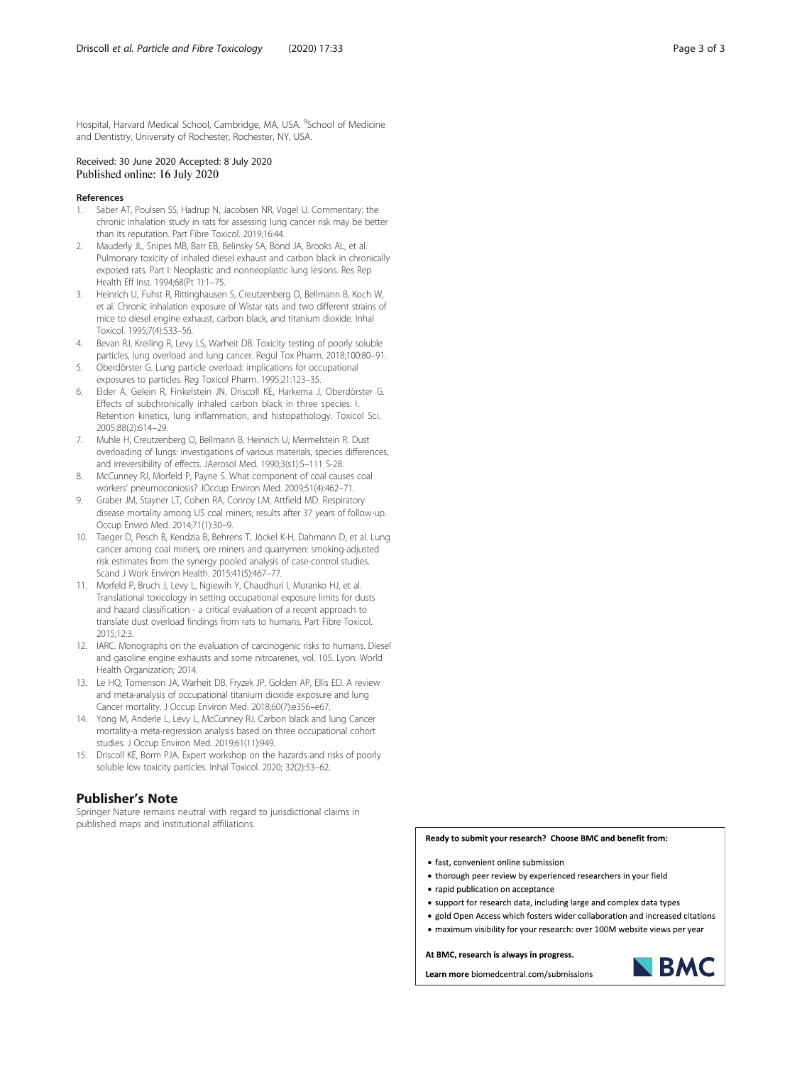Hospital, Harvard Medical School, Cambridge, MA, USA. [9]School of Medicine and Dentistry, University of Rochester, Rochester, NY, USA.

Received: 30 June 2020 Accepted: 8 July 2020
Published online: 16 July 2020

### References

1. Saber AT, Poulsen SS, Hadrup N, Jacobsen NR, Vogel U. Commentary: the chronic inhalation study in rats for assessing lung cancer risk may be better than its reputation. Part Fibre Toxicol. 2019;16:44.
2. Mauderly JL, Snipes MB, Barr EB, Belinsky SA, Bond JA, Brooks AL, et al. Pulmonary toxicity of inhaled diesel exhaust and carbon black in chronically exposed rats. Part I: Neoplastic and nonneoplastic lung lesions. Res Rep Health Eff Inst. 1994;68(Pt 1):1–75.
3. Heinrich U, Fuhst R, Rittinghausen S, Creutzenberg O, Bellmann B, Koch W, et al. Chronic inhalation exposure of Wistar rats and two different strains of mice to diesel engine exhaust, carbon black, and titanium dioxide. Inhal Toxicol. 1995;7(4):533–56.
4. Bevan RJ, Kreiling R, Levy LS, Warheit DB. Toxicity testing of poorly soluble particles, lung overload and lung cancer. Regul Tox Pharm. 2018;100:80–91.
5. Oberdörster G. Lung particle overload: implications for occupational exposures to particles. Reg Toxicol Pharm. 1995;21:123–35.
6. Elder A, Gelein R, Finkelstein JN, Driscoll KE, Harkema J, Oberdörster G. Effects of subchronically inhaled carbon black in three species. I. Retention kinetics, lung inflammation, and histopathology. Toxicol Sci. 2005;88(2):614–29.
7. Muhle H, Creutzenberg O, Bellmann B, Heinrich U, Mermelstein R. Dust overloading of lungs: investigations of various materials, species differences, and irreversibility of effects. JAerosol Med. 1990;3(s1):S–111 S-28.
8. McCunney RJ, Morfeld P, Payne S. What component of coal causes coal workers' pneumoconiosis? JOccup Environ Med. 2009;51(4):462–71.
9. Graber JM, Stayner LT, Cohen RA, Conroy LM, Attfield MD. Respiratory disease mortality among US coal miners; results after 37 years of follow-up. Occup Enviro Med. 2014;71(1):30–9.
10. Taeger D, Pesch B, Kendzia B, Behrens T, Jöckel K-H, Dahmann D, et al. Lung cancer among coal miners, ore miners and quarrymen: smoking-adjusted risk estimates from the synergy pooled analysis of case-control studies. Scand J Work Environ Health. 2015;41(5):467–77.
11. Morfeld P, Bruch J, Levy L, Ngiewih Y, Chaudhuri I, Muranko HJ, et al. Translational toxicology in setting occupational exposure limits for dusts and hazard classification - a critical evaluation of a recent approach to translate dust overload findings from rats to humans. Part Fibre Toxicol. 2015;12:3.
12. IARC. Monographs on the evaluation of carcinogenic risks to humans. Diesel and gasoline engine exhausts and some nitroarenes, vol. 105. Lyon: World Health Organization; 2014.
13. Le HQ, Tomenson JA, Warheit DB, Fryzek JP, Golden AP, Ellis ED. A review and meta-analysis of occupational titanium dioxide exposure and lung Cancer mortality. J Occup Environ Med. 2018;60(7):e356–e67.
14. Yong M, Anderle L, Levy L, McCunney RJ. Carbon black and lung Cancer mortality-a meta-regression analysis based on three occupational cohort studies. J Occup Environ Med. 2019;61(11):949.
15. Driscoll KE, Borm PJA. Expert workshop on the hazards and risks of poorly soluble low toxicity particles. Inhal Toxicol. 2020; 32(2):53–62.

## Publisher's Note

Springer Nature remains neutral with regard to jurisdictional claims in published maps and institutional affiliations.

**Ready to submit your research? Choose BMC and benefit from:**

- fast, convenient online submission
- thorough peer review by experienced researchers in your field
- rapid publication on acceptance
- support for research data, including large and complex data types
- gold Open Access which fosters wider collaboration and increased citations
- maximum visibility for your research: over 100M website views per year

**At BMC, research is always in progress.**

**Learn more** biomedcentral.com/submissions